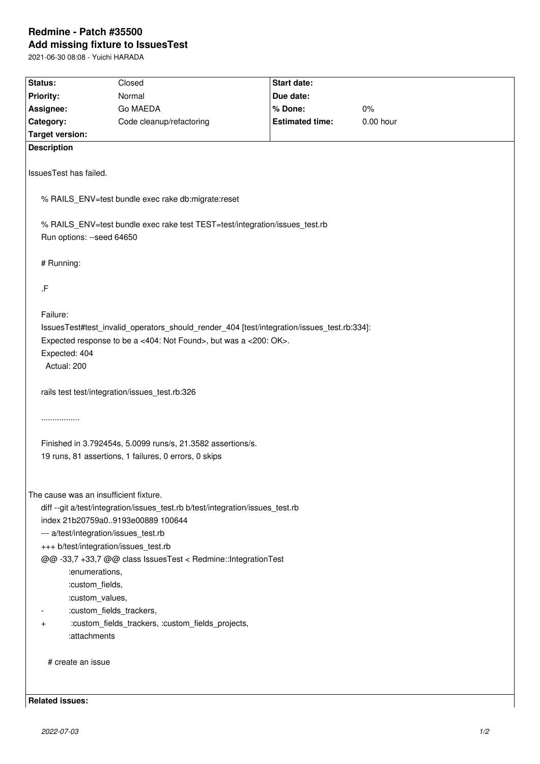# Redmine - Patch #35500

## Add missing fixture to IssuesTest

2021-06-30 08:08 - Yuichi HARADA

| | | | |
|---|---|---|---|
| **Status:** | Closed | **Start date:** | |
| **Priority:** | Normal | **Due date:** | |
| **Assignee:** | Go MAEDA | **% Done:** | 0% |
| **Category:** | Code cleanup/refactoring | **Estimated time:** | 0.00 hour |
| **Target version:** | | | |

**Description**

IssuesTest has failed.

```
% RAILS_ENV=test bundle exec rake db:migrate:reset

% RAILS_ENV=test bundle exec rake test TEST=test/integration/issues_test.rb
Run options: --seed 64650

# Running:

.F

Failure:
IssuesTest#test_invalid_operators_should_render_404 [test/integration/issues_test.rb:334]:
Expected response to be a <404: Not Found>, but was a <200: OK>.
Expected: 404
  Actual: 200

rails test test/integration/issues_test.rb:326

.................

Finished in 3.792454s, 5.0099 runs/s, 21.3582 assertions/s.
19 runs, 81 assertions, 1 failures, 0 errors, 0 skips
```

The cause was an insufficient fixture.

```
diff --git a/test/integration/issues_test.rb b/test/integration/issues_test.rb
index 21b20759a0..9193e00889 100644
--- a/test/integration/issues_test.rb
+++ b/test/integration/issues_test.rb
@@ -33,7 +33,7 @@ class IssuesTest < Redmine::IntegrationTest
           :enumerations,
           :custom_fields,
           :custom_values,
-           :custom_fields_trackers,
+           :custom_fields_trackers, :custom_fields_projects,
           :attachments

   # create an issue
```

**Related issues:**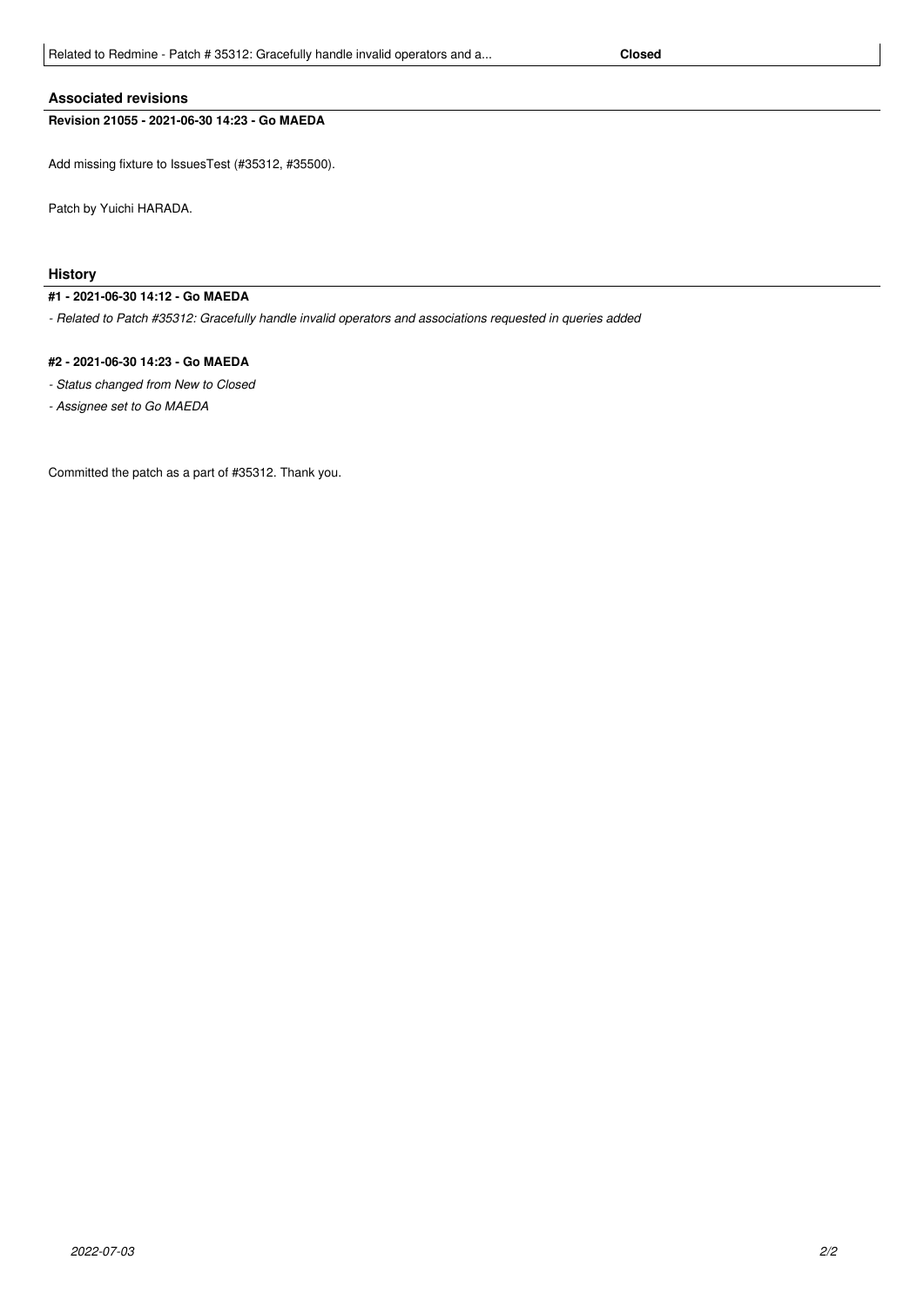| Related to Redmine - Patch # 35312: Gracefully handle invalid operators and a... | Closed |
|---|---|

## Associated revisions

**Revision 21055 - 2021-06-30 14:23 - Go MAEDA**

Add missing fixture to IssuesTest (#35312, #35500).

Patch by Yuichi HARADA.

## History

**#1 - 2021-06-30 14:12 - Go MAEDA**

*- Related to Patch #35312: Gracefully handle invalid operators and associations requested in queries added*

**#2 - 2021-06-30 14:23 - Go MAEDA**

*- Status changed from New to Closed*

*- Assignee set to Go MAEDA*

Committed the patch as a part of #35312. Thank you.